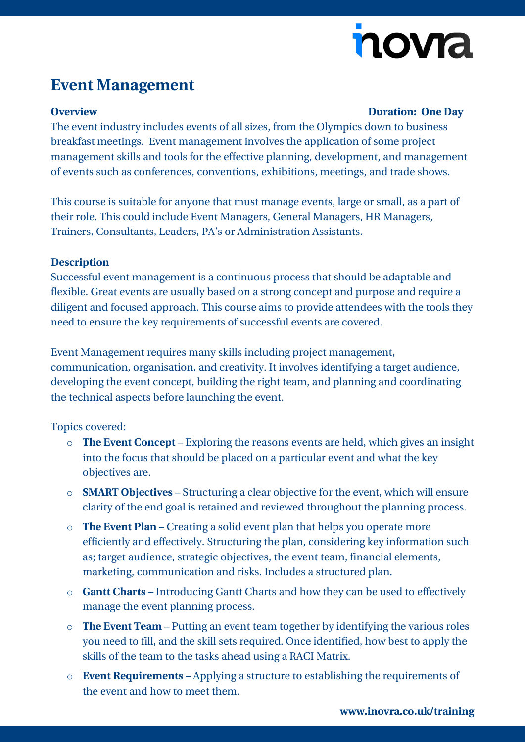# Event Management

**Overview** **Duration: One Day**

The event industry includes events of all sizes, from the Olympics down to business breakfast meetings. Event management involves the application of some project management skills and tools for the effective planning, development, and management of events such as conferences, conventions, exhibitions, meetings, and trade shows.

This course is suitable for anyone that must manage events, large or small, as a part of their role. This could include Event Managers, General Managers, HR Managers, Trainers, Consultants, Leaders, PA's or Administration Assistants.

**Description**

Successful event management is a continuous process that should be adaptable and flexible. Great events are usually based on a strong concept and purpose and require a diligent and focused approach. This course aims to provide attendees with the tools they need to ensure the key requirements of successful events are covered.

Event Management requires many skills including project management, communication, organisation, and creativity. It involves identifying a target audience, developing the event concept, building the right team, and planning and coordinating the technical aspects before launching the event.

Topics covered:

- **The Event Concept** – Exploring the reasons events are held, which gives an insight into the focus that should be placed on a particular event and what the key objectives are.
- **SMART Objectives** – Structuring a clear objective for the event, which will ensure clarity of the end goal is retained and reviewed throughout the planning process.
- **The Event Plan** – Creating a solid event plan that helps you operate more efficiently and effectively. Structuring the plan, considering key information such as; target audience, strategic objectives, the event team, financial elements, marketing, communication and risks. Includes a structured plan.
- **Gantt Charts** – Introducing Gantt Charts and how they can be used to effectively manage the event planning process.
- **The Event Team** – Putting an event team together by identifying the various roles you need to fill, and the skill sets required. Once identified, how best to apply the skills of the team to the tasks ahead using a RACI Matrix.
- **Event Requirements** – Applying a structure to establishing the requirements of the event and how to meet them.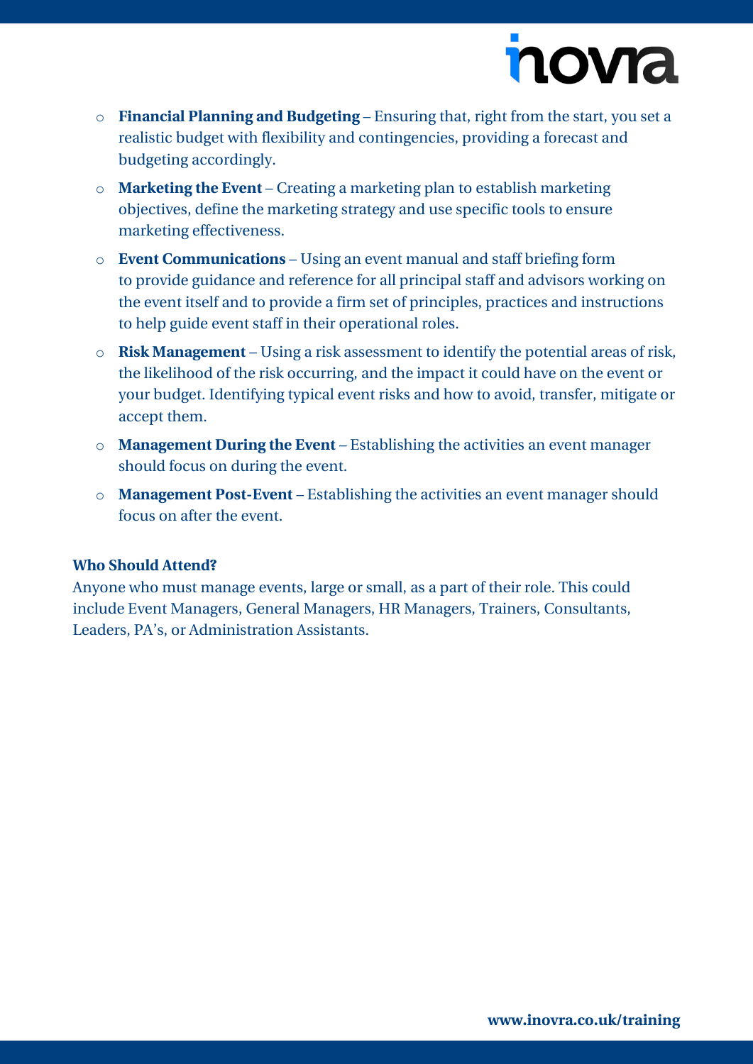- **Financial Planning and Budgeting** – Ensuring that, right from the start, you set a realistic budget with flexibility and contingencies, providing a forecast and budgeting accordingly.
- **Marketing the Event** – Creating a marketing plan to establish marketing objectives, define the marketing strategy and use specific tools to ensure marketing effectiveness.
- **Event Communications** – Using an event manual and staff briefing form to provide guidance and reference for all principal staff and advisors working on the event itself and to provide a firm set of principles, practices and instructions to help guide event staff in their operational roles.
- **Risk Management** – Using a risk assessment to identify the potential areas of risk, the likelihood of the risk occurring, and the impact it could have on the event or your budget. Identifying typical event risks and how to avoid, transfer, mitigate or accept them.
- **Management During the Event** – Establishing the activities an event manager should focus on during the event.
- **Management Post-Event** – Establishing the activities an event manager should focus on after the event.

**Who Should Attend?**

Anyone who must manage events, large or small, as a part of their role. This could include Event Managers, General Managers, HR Managers, Trainers, Consultants, Leaders, PA's, or Administration Assistants.